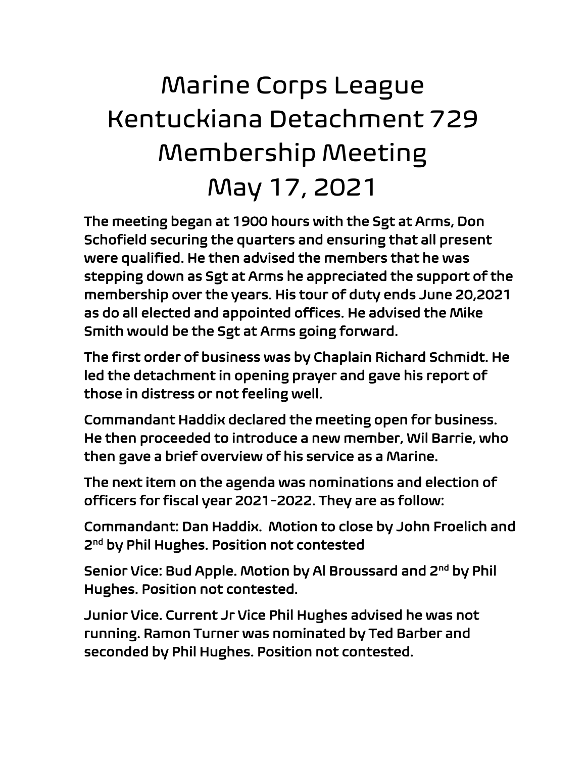# Marine Corps League Kentuckiana Detachment 729 Membership Meeting May 17, 2021

The meeting began at 1900 hours with the Sgt at Arms, Don Schofield securing the quarters and ensuring that all present were qualified. He then advised the members that he was stepping down as Sgt at Arms he appreciated the support of the membership over the years. His tour of duty ends June 20,2021 as do all elected and appointed offices. He advised the Mike Smith would be the Sgt at Arms going forward.

The first order of business was by Chaplain Richard Schmidt. He led the detachment in opening prayer and gave his report of those in distress or not feeling well.

Commandant Haddix declared the meeting open for business. He then proceeded to introduce a new member, Wil Barrie, who then gave a brief overview of his service as a Marine.

The next item on the agenda was nominations and election of officers for fiscal year 2021-2022. They are as follow:

Commandant: Dan Haddix. Motion to close by John Froelich and 2nd by Phil Hughes. Position not contested

Senior Vice: Bud Apple. Motion by Al Broussard and 2nd by Phil Hughes. Position not contested.

Junior Vice. Current Jr Vice Phil Hughes advised he was not running. Ramon Turner was nominated by Ted Barber and seconded by Phil Hughes. Position not contested.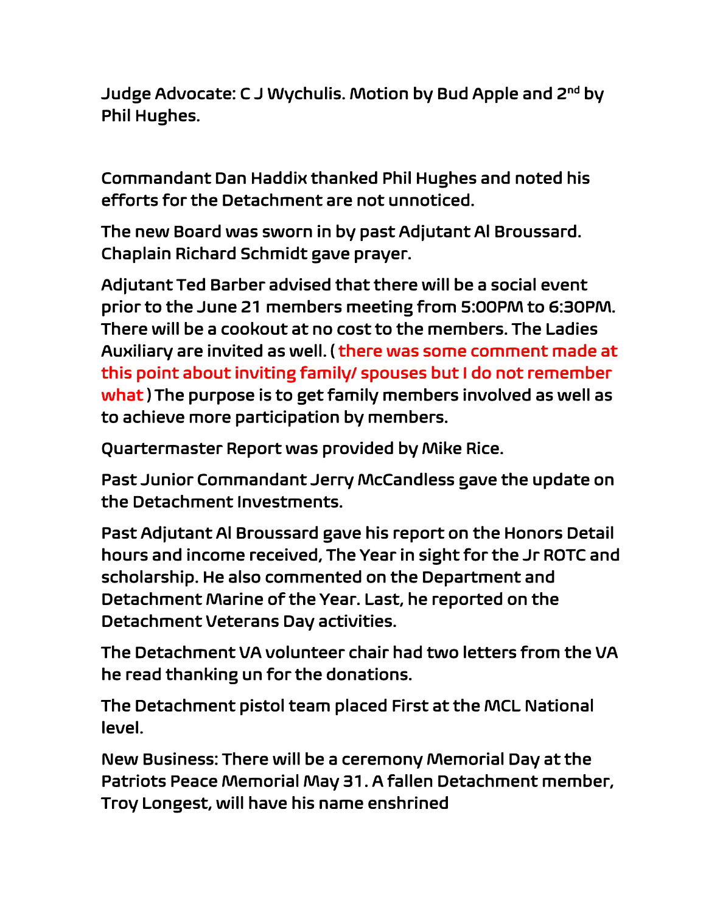Judge Advocate: C J Wychulis. Motion by Bud Apple and 2nd by Phil Hughes.

Commandant Dan Haddix thanked Phil Hughes and noted his efforts for the Detachment are not unnoticed.

The new Board was sworn in by past Adjutant Al Broussard. Chaplain Richard Schmidt gave prayer.

Adjutant Ted Barber advised that there will be a social event prior to the June 21 members meeting from 5:00PM to 6:30PM. There will be a cookout at no cost to the members. The Ladies Auxiliary are invited as well. ( there was some comment made at this point about inviting family/ spouses but I do not remember what ) The purpose is to get family members involved as well as to achieve more participation by members.

Quartermaster Report was provided by Mike Rice.

Past Junior Commandant Jerry McCandless gave the update on the Detachment Investments.

Past Adjutant Al Broussard gave his report on the Honors Detail hours and income received, The Year in sight for the Jr ROTC and scholarship. He also commented on the Department and Detachment Marine of the Year. Last, he reported on the Detachment Veterans Day activities.

The Detachment VA volunteer chair had two letters from the VA he read thanking un for the donations.

The Detachment pistol team placed First at the MCL National level.

New Business: There will be a ceremony Memorial Day at the Patriots Peace Memorial May 31. A fallen Detachment member, Troy Longest, will have his name enshrined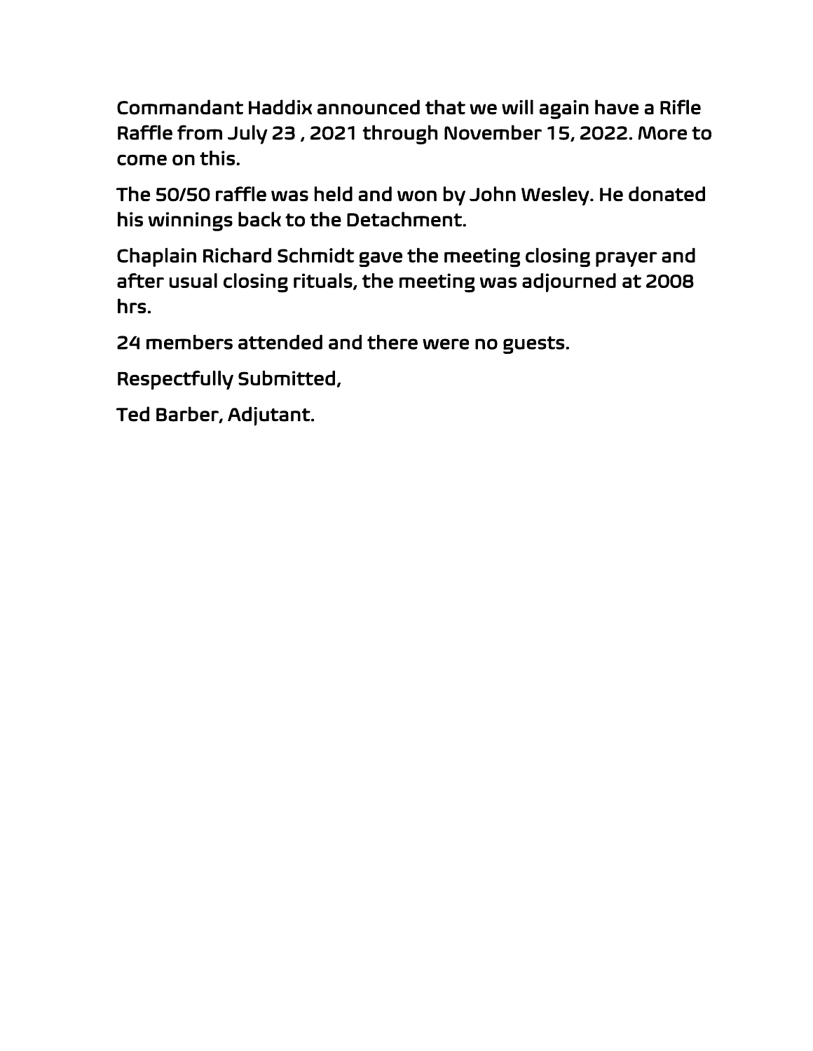Commandant Haddix announced that we will again have a Rifle Raffle from July 23 , 2021 through November 15, 2022. More to come on this.

The 50/50 raffle was held and won by John Wesley. He donated his winnings back to the Detachment.

Chaplain Richard Schmidt gave the meeting closing prayer and after usual closing rituals, the meeting was adjourned at 2008 hrs.

24 members attended and there were no guests.

Respectfully Submitted,

Ted Barber, Adjutant.